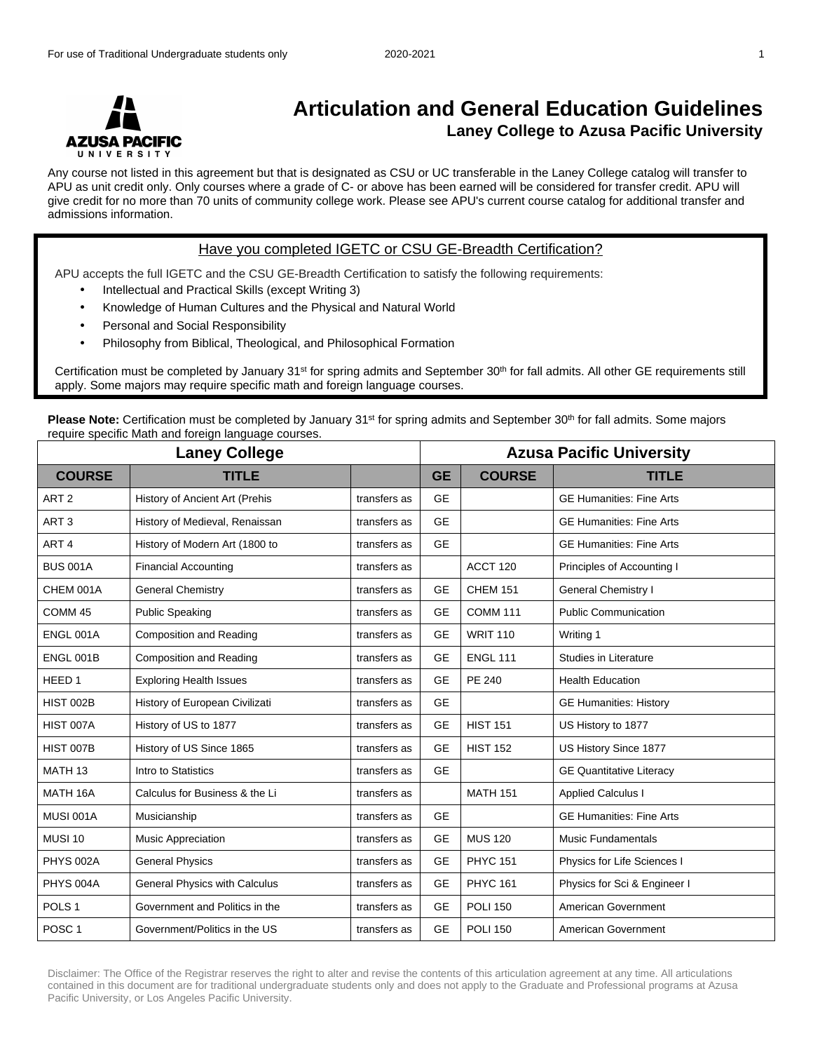# Articulation and General Education Guidelines

## Laney College to Azusa Pacific University

Any course not listed in this agreement but that is designated as CSU or UC transferable in the Laney College catalog will transfer to APU as unit credit only. Only courses where a grade of C- or above has been earned will be considered for transfer credit. APU will give credit for no more than 70 units of community college work. Please see APU's current course catalog for additional transfer and admissions information.

### Have you completed IGETC or CSU GE-Breadth Certification?

APU accepts the full IGETC and the CSU GE-Breadth Certification to satisfy the following requirements:

- Intellectual and Practical Skills (except Writing 3)
- Knowledge of Human Cultures and the Physical and Natural World
- Personal and Social Responsibility
- Philosophy from Biblical, Theological, and Philosophical Formation

Certification must be completed by January 31st for spring admits and September 30th for fall admits. All other GE requirements still apply. Some majors may require specific math and foreign language courses.

**Please Note:** Certification must be completed by January 31st for spring admits and September 30th for fall admits. Some majors require specific Math and foreign language courses.

| Laney College | | | Azusa Pacific University | | |
|---|---|---|---|---|---|
| **COURSE** | **TITLE** | | **GE** | **COURSE** | **TITLE** |
| ART 2 | History of Ancient Art (Prehis | transfers as | GE | | GE Humanities: Fine Arts |
| ART 3 | History of Medieval, Renaissan | transfers as | GE | | GE Humanities: Fine Arts |
| ART 4 | History of Modern Art (1800 to | transfers as | GE | | GE Humanities: Fine Arts |
| BUS 001A | Financial Accounting | transfers as | | ACCT 120 | Principles of Accounting I |
| CHEM 001A | General Chemistry | transfers as | GE | CHEM 151 | General Chemistry I |
| COMM 45 | Public Speaking | transfers as | GE | COMM 111 | Public Communication |
| ENGL 001A | Composition and Reading | transfers as | GE | WRIT 110 | Writing 1 |
| ENGL 001B | Composition and Reading | transfers as | GE | ENGL 111 | Studies in Literature |
| HEED 1 | Exploring Health Issues | transfers as | GE | PE 240 | Health Education |
| HIST 002B | History of European Civilizati | transfers as | GE | | GE Humanities: History |
| HIST 007A | History of US to 1877 | transfers as | GE | HIST 151 | US History to 1877 |
| HIST 007B | History of US Since 1865 | transfers as | GE | HIST 152 | US History Since 1877 |
| MATH 13 | Intro to Statistics | transfers as | GE | | GE Quantitative Literacy |
| MATH 16A | Calculus for Business & the Li | transfers as | | MATH 151 | Applied Calculus I |
| MUSI 001A | Musicianship | transfers as | GE | | GE Humanities: Fine Arts |
| MUSI 10 | Music Appreciation | transfers as | GE | MUS 120 | Music Fundamentals |
| PHYS 002A | General Physics | transfers as | GE | PHYC 151 | Physics for Life Sciences I |
| PHYS 004A | General Physics with Calculus | transfers as | GE | PHYC 161 | Physics for Sci & Engineer I |
| POLS 1 | Government and Politics in the | transfers as | GE | POLI 150 | American Government |
| POSC 1 | Government/Politics in the US | transfers as | GE | POLI 150 | American Government |

Disclaimer: The Office of the Registrar reserves the right to alter and revise the contents of this articulation agreement at any time. All articulations contained in this document are for traditional undergraduate students only and does not apply to the Graduate and Professional programs at Azusa Pacific University, or Los Angeles Pacific University.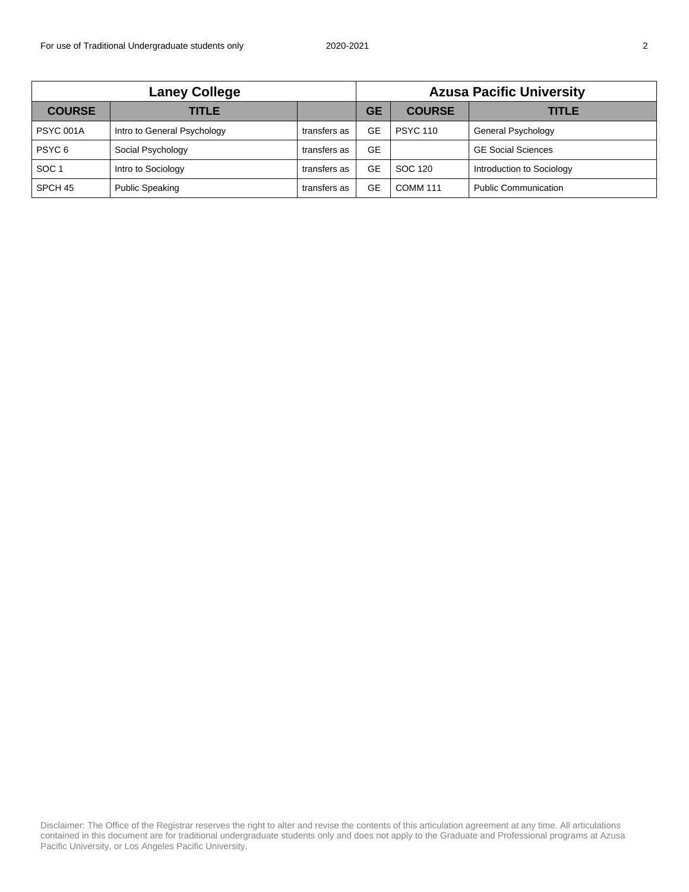| Laney College | | | Azusa Pacific University | | |
|---|---|---|---|---|---|
| **COURSE** | **TITLE** | | **GE** | **COURSE** | **TITLE** |
| PSYC 001A | Intro to General Psychology | transfers as | GE | PSYC 110 | General Psychology |
| PSYC 6 | Social Psychology | transfers as | GE | | GE Social Sciences |
| SOC 1 | Intro to Sociology | transfers as | GE | SOC 120 | Introduction to Sociology |
| SPCH 45 | Public Speaking | transfers as | GE | COMM 111 | Public Communication |

Disclaimer: The Office of the Registrar reserves the right to alter and revise the contents of this articulation agreement at any time. All articulations contained in this document are for traditional undergraduate students only and does not apply to the Graduate and Professional programs at Azusa Pacific University, or Los Angeles Pacific University.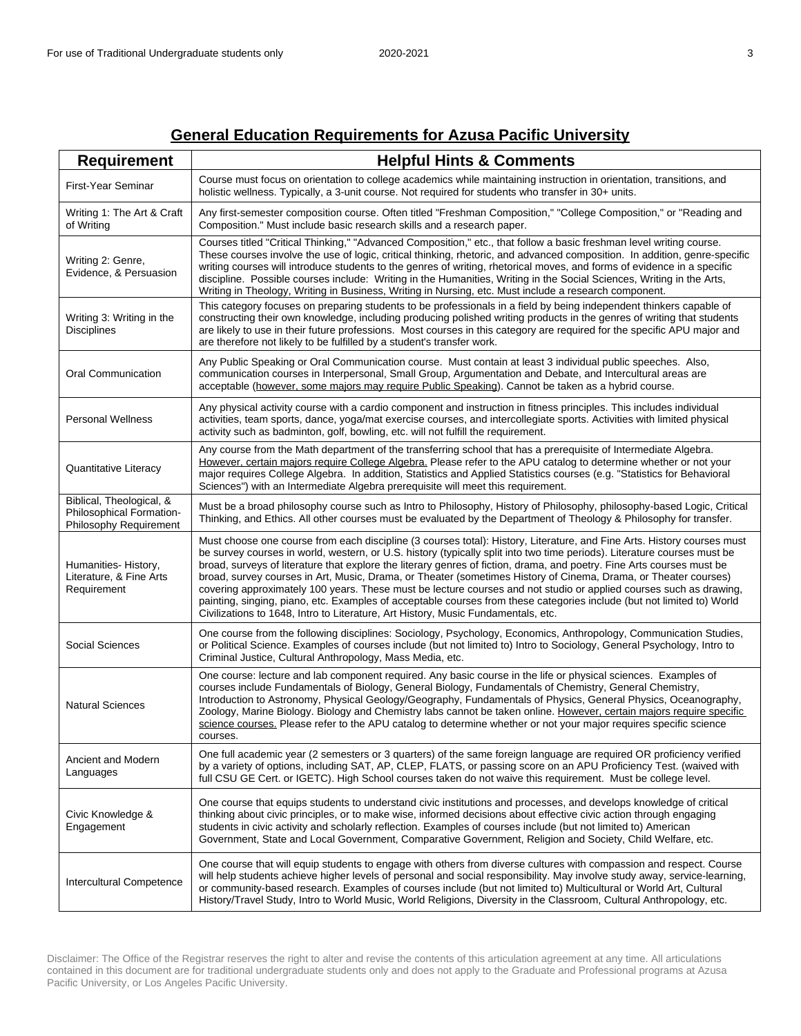## General Education Requirements for Azusa Pacific University

| Requirement | Helpful Hints & Comments |
|---|---|
| First-Year Seminar | Course must focus on orientation to college academics while maintaining instruction in orientation, transitions, and holistic wellness. Typically, a 3-unit course. Not required for students who transfer in 30+ units. |
| Writing 1: The Art & Craft of Writing | Any first-semester composition course. Often titled "Freshman Composition," "College Composition," or "Reading and Composition." Must include basic research skills and a research paper. |
| Writing 2: Genre, Evidence, & Persuasion | Courses titled "Critical Thinking," "Advanced Composition," etc., that follow a basic freshman level writing course. These courses involve the use of logic, critical thinking, rhetoric, and advanced composition. In addition, genre-specific writing courses will introduce students to the genres of writing, rhetorical moves, and forms of evidence in a specific discipline. Possible courses include: Writing in the Humanities, Writing in the Social Sciences, Writing in the Arts, Writing in Theology, Writing in Business, Writing in Nursing, etc. Must include a research component. |
| Writing 3: Writing in the Disciplines | This category focuses on preparing students to be professionals in a field by being independent thinkers capable of constructing their own knowledge, including producing polished writing products in the genres of writing that students are likely to use in their future professions. Most courses in this category are required for the specific APU major and are therefore not likely to be fulfilled by a student's transfer work. |
| Oral Communication | Any Public Speaking or Oral Communication course. Must contain at least 3 individual public speeches. Also, communication courses in Interpersonal, Small Group, Argumentation and Debate, and Intercultural areas are acceptable (<u>however, some majors may require Public Speaking</u>). Cannot be taken as a hybrid course. |
| Personal Wellness | Any physical activity course with a cardio component and instruction in fitness principles. This includes individual activities, team sports, dance, yoga/mat exercise courses, and intercollegiate sports. Activities with limited physical activity such as badminton, golf, bowling, etc. will not fulfill the requirement. |
| Quantitative Literacy | Any course from the Math department of the transferring school that has a prerequisite of Intermediate Algebra. <u>However, certain majors require College Algebra.</u> Please refer to the APU catalog to determine whether or not your major requires College Algebra. In addition, Statistics and Applied Statistics courses (e.g. "Statistics for Behavioral Sciences") with an Intermediate Algebra prerequisite will meet this requirement. |
| Biblical, Theological, & Philosophical Formation-Philosophy Requirement | Must be a broad philosophy course such as Intro to Philosophy, History of Philosophy, philosophy-based Logic, Critical Thinking, and Ethics. All other courses must be evaluated by the Department of Theology & Philosophy for transfer. |
| Humanities- History, Literature, & Fine Arts Requirement | Must choose one course from each discipline (3 courses total): History, Literature, and Fine Arts. History courses must be survey courses in world, western, or U.S. history (typically split into two time periods). Literature courses must be broad, surveys of literature that explore the literary genres of fiction, drama, and poetry. Fine Arts courses must be broad, survey courses in Art, Music, Drama, or Theater (sometimes History of Cinema, Drama, or Theater courses) covering approximately 100 years. These must be lecture courses and not studio or applied courses such as drawing, painting, singing, piano, etc. Examples of acceptable courses from these categories include (but not limited to) World Civilizations to 1648, Intro to Literature, Art History, Music Fundamentals, etc. |
| Social Sciences | One course from the following disciplines: Sociology, Psychology, Economics, Anthropology, Communication Studies, or Political Science. Examples of courses include (but not limited to) Intro to Sociology, General Psychology, Intro to Criminal Justice, Cultural Anthropology, Mass Media, etc. |
| Natural Sciences | One course: lecture and lab component required. Any basic course in the life or physical sciences. Examples of courses include Fundamentals of Biology, General Biology, Fundamentals of Chemistry, General Chemistry, Introduction to Astronomy, Physical Geology/Geography, Fundamentals of Physics, General Physics, Oceanography, Zoology, Marine Biology. Biology and Chemistry labs cannot be taken online. <u>However, certain majors require specific science courses.</u> Please refer to the APU catalog to determine whether or not your major requires specific science courses. |
| Ancient and Modern Languages | One full academic year (2 semesters or 3 quarters) of the same foreign language are required OR proficiency verified by a variety of options, including SAT, AP, CLEP, FLATS, or passing score on an APU Proficiency Test. (waived with full CSU GE Cert. or IGETC). High School courses taken do not waive this requirement. Must be college level. |
| Civic Knowledge & Engagement | One course that equips students to understand civic institutions and processes, and develops knowledge of critical thinking about civic principles, or to make wise, informed decisions about effective civic action through engaging students in civic activity and scholarly reflection. Examples of courses include (but not limited to) American Government, State and Local Government, Comparative Government, Religion and Society, Child Welfare, etc. |
| Intercultural Competence | One course that will equip students to engage with others from diverse cultures with compassion and respect. Course will help students achieve higher levels of personal and social responsibility. May involve study away, service-learning, or community-based research. Examples of courses include (but not limited to) Multicultural or World Art, Cultural History/Travel Study, Intro to World Music, World Religions, Diversity in the Classroom, Cultural Anthropology, etc. |

Disclaimer: The Office of the Registrar reserves the right to alter and revise the contents of this articulation agreement at any time. All articulations contained in this document are for traditional undergraduate students only and does not apply to the Graduate and Professional programs at Azusa Pacific University, or Los Angeles Pacific University.